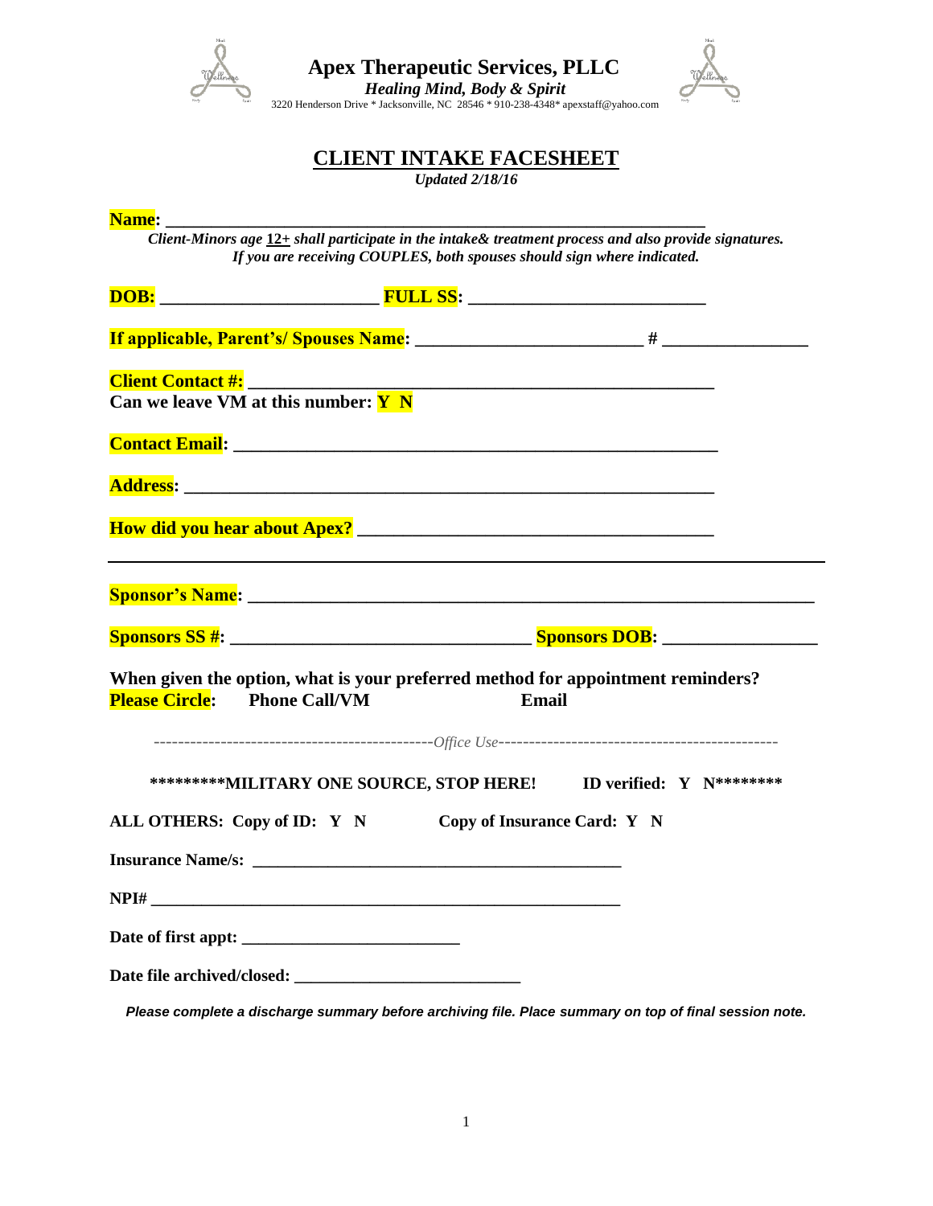**Apex Therapeutic Services, PLLC**

***Healing Mind, Body & Spirit***

3220 Henderson Drive * Jacksonville, NC 28546 * 910-238-4348* apexstaff@yahoo.com

# CLIENT INTAKE FACESHEET

*Updated 2/18/16*

**Name:** ___________________________________________________________________

***Client-Minors age 12+ shall participate in the intake& treatment process and also provide signatures.***
***If you are receiving COUPLES, both spouses should sign where indicated.***

**DOB:** ________________________ **FULL SS:** __________________________

**If applicable, Parent's/ Spouses Name:** ________________________ # ________________

**Client Contact #:** ________________________________________________

**Can we leave VM at this number: Y N**

**Contact Email:** ______________________________________________________

**Address:** ___________________________________________________________

**How did you hear about Apex?** _______________________________________

---

**Sponsor's Name:** ___________________________________________________________

**Sponsors SS #:** ________________________________ **Sponsors DOB:** ________________

**When given the option, what is your preferred method for appointment reminders?**

**Please Circle:** **Phone Call/VM** **Email**

---------------------------------------------*Office Use*---------------------------------------------

**********MILITARY ONE SOURCE, STOP HERE! ID verified: Y N**********

**ALL OTHERS: Copy of ID: Y N Copy of Insurance Card: Y N**

**Insurance Name/s:** ____________________________________________

**NPI#** _______________________________________________________

**Date of first appt:** ________________________

**Date file archived/closed:** __________________________

***Please complete a discharge summary before archiving file. Place summary on top of final session note.***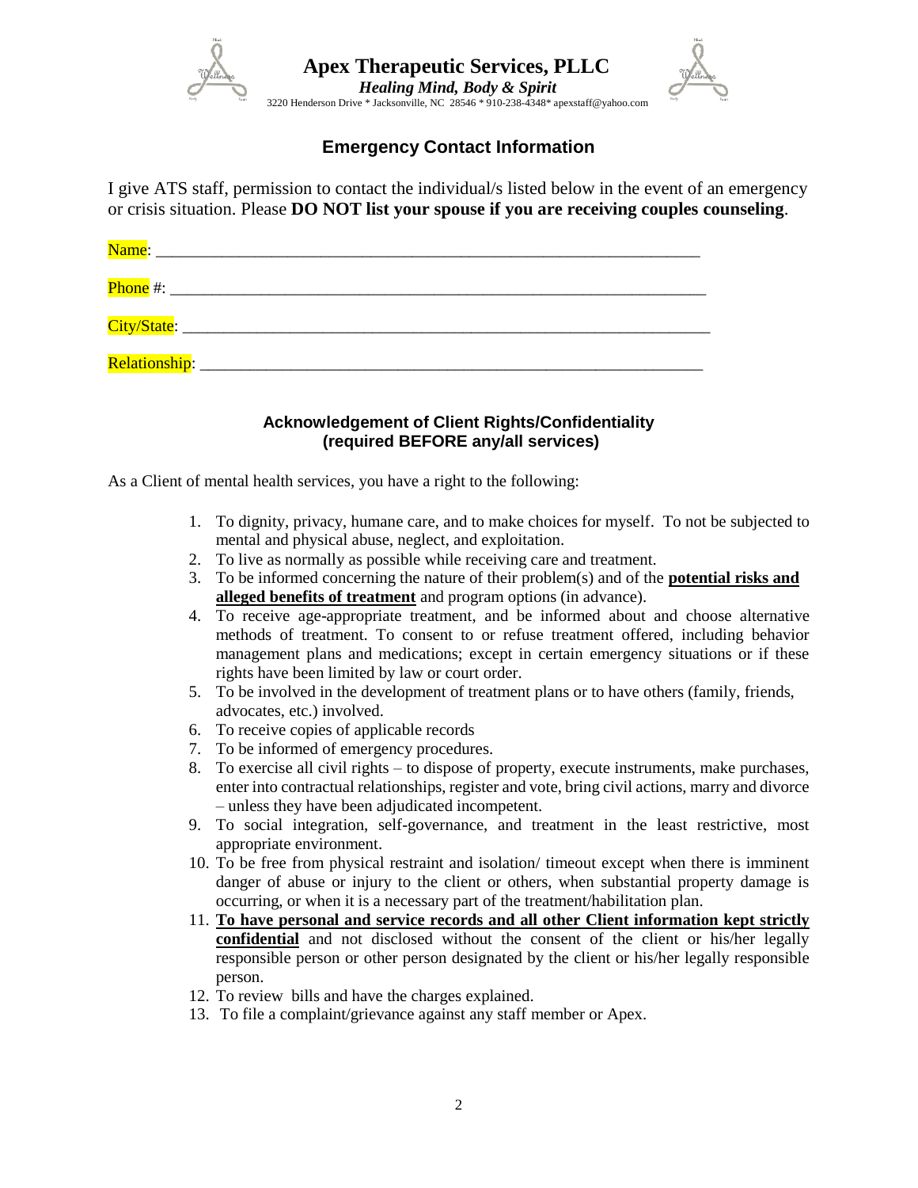**Apex Therapeutic Services, PLLC**

***Healing Mind, Body & Spirit***

3220 Henderson Drive * Jacksonville, NC 28546 * 910-238-4348* apexstaff@yahoo.com

## Emergency Contact Information

I give ATS staff, permission to contact the individual/s listed below in the event of an emergency or crisis situation. Please **DO NOT list your spouse if you are receiving couples counseling**.

Name: ______________________________________________________________

Phone #: ____________________________________________________________

City/State: ___________________________________________________________

Relationship: _________________________________________________________

### Acknowledgement of Client Rights/Confidentiality (required BEFORE any/all services)

As a Client of mental health services, you have a right to the following:

1. To dignity, privacy, humane care, and to make choices for myself. To not be subjected to mental and physical abuse, neglect, and exploitation.
2. To live as normally as possible while receiving care and treatment.
3. To be informed concerning the nature of their problem(s) and of the **potential risks and alleged benefits of treatment** and program options (in advance).
4. To receive age-appropriate treatment, and be informed about and choose alternative methods of treatment. To consent to or refuse treatment offered, including behavior management plans and medications; except in certain emergency situations or if these rights have been limited by law or court order.
5. To be involved in the development of treatment plans or to have others (family, friends, advocates, etc.) involved.
6. To receive copies of applicable records
7. To be informed of emergency procedures.
8. To exercise all civil rights – to dispose of property, execute instruments, make purchases, enter into contractual relationships, register and vote, bring civil actions, marry and divorce – unless they have been adjudicated incompetent.
9. To social integration, self-governance, and treatment in the least restrictive, most appropriate environment.
10. To be free from physical restraint and isolation/ timeout except when there is imminent danger of abuse or injury to the client or others, when substantial property damage is occurring, or when it is a necessary part of the treatment/habilitation plan.
11. **To have personal and service records and all other Client information kept strictly confidential** and not disclosed without the consent of the client or his/her legally responsible person or other person designated by the client or his/her legally responsible person.
12. To review bills and have the charges explained.
13. To file a complaint/grievance against any staff member or Apex.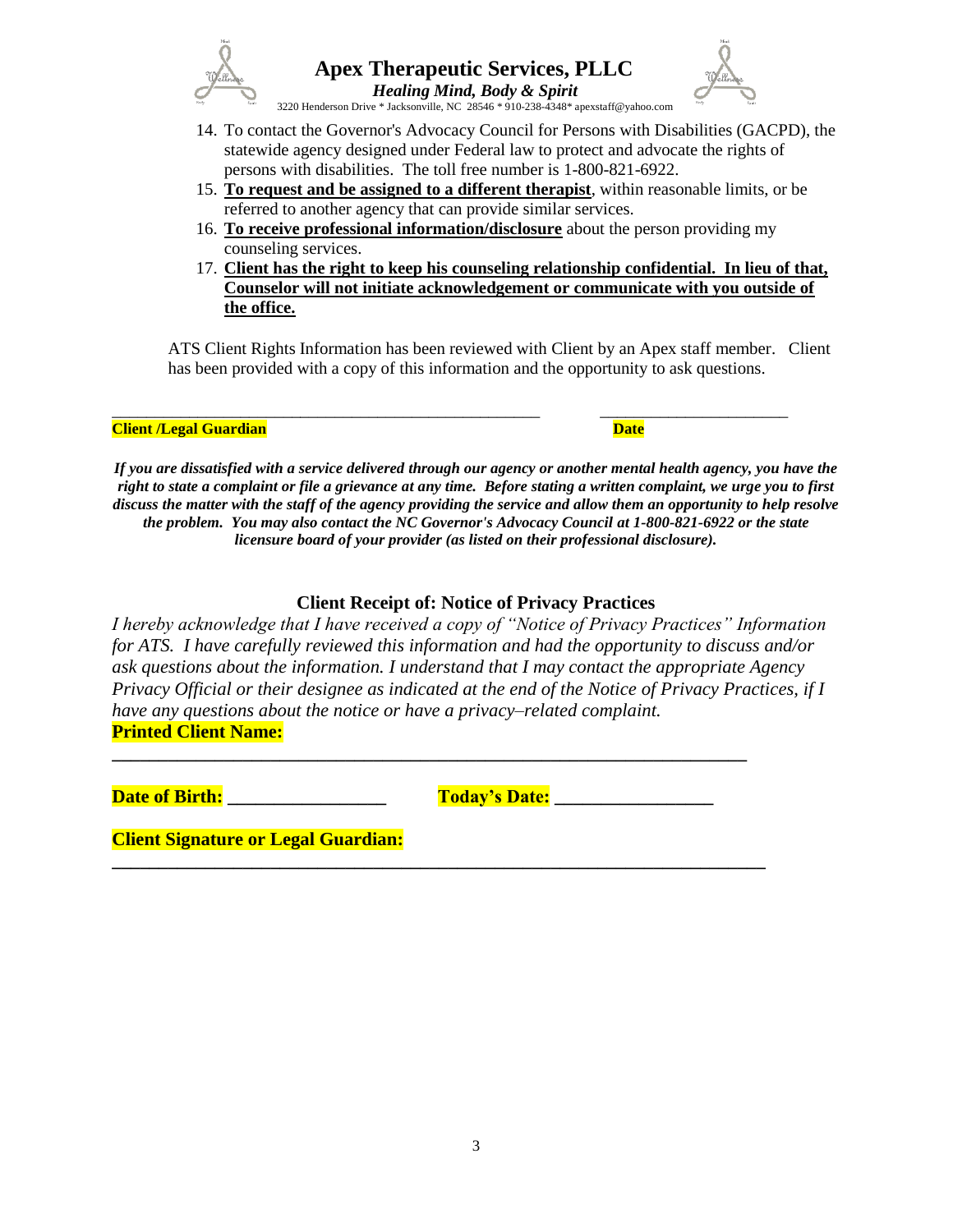14. To contact the Governor's Advocacy Council for Persons with Disabilities (GACPD), the statewide agency designed under Federal law to protect and advocate the rights of persons with disabilities. The toll free number is 1-800-821-6922.
15. **To request and be assigned to a different therapist**, within reasonable limits, or be referred to another agency that can provide similar services.
16. **To receive professional information/disclosure** about the person providing my counseling services.
17. **Client has the right to keep his counseling relationship confidential. In lieu of that, Counselor will not initiate acknowledgement or communicate with you outside of the office.**

ATS Client Rights Information has been reviewed with Client by an Apex staff member. Client has been provided with a copy of this information and the opportunity to ask questions.

_____________________________________________________ \_\_\_\_\_\_\_\_\_\_\_\_\_\_\_\_\_\_\_\_\_\_\_

**Client /Legal Guardian** **Date**

***If you are dissatisfied with a service delivered through our agency or another mental health agency, you have the right to state a complaint or file a grievance at any time. Before stating a written complaint, we urge you to first discuss the matter with the staff of the agency providing the service and allow them an opportunity to help resolve the problem. You may also contact the NC Governor's Advocacy Council at 1-800-821-6922 or the state licensure board of your provider (as listed on their professional disclosure).***

## Client Receipt of: Notice of Privacy Practices

*I hereby acknowledge that I have received a copy of "Notice of Privacy Practices" Information for ATS. I have carefully reviewed this information and had the opportunity to discuss and/or ask questions about the information. I understand that I may contact the appropriate Agency Privacy Official or their designee as indicated at the end of the Notice of Privacy Practices, if I have any questions about the notice or have a privacy–related complaint.*

**Printed Client Name:**

**______________________________________________________________________**

**Date of Birth: \_\_\_\_\_\_\_\_\_\_\_\_\_\_\_\_\_** **Today's Date: \_\_\_\_\_\_\_\_\_\_\_\_\_\_\_\_\_**

**Client Signature or Legal Guardian:**

**_______________________________________________________________________**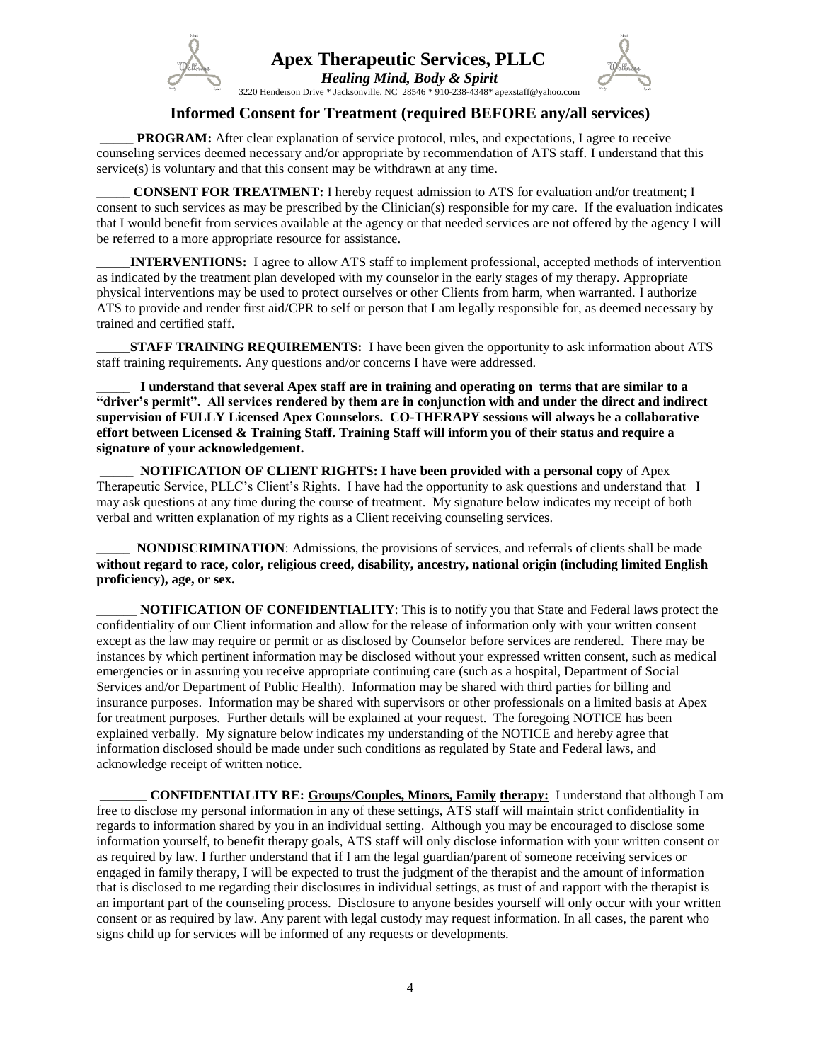# Apex Therapeutic Services, PLLC

***Healing Mind, Body & Spirit***

3220 Henderson Drive * Jacksonville, NC 28546 * 910-238-4348* apexstaff@yahoo.com

## Informed Consent for Treatment (required BEFORE any/all services)

_____ **PROGRAM:** After clear explanation of service protocol, rules, and expectations, I agree to receive counseling services deemed necessary and/or appropriate by recommendation of ATS staff. I understand that this service(s) is voluntary and that this consent may be withdrawn at any time.

_____ **CONSENT FOR TREATMENT:** I hereby request admission to ATS for evaluation and/or treatment; I consent to such services as may be prescribed by the Clinician(s) responsible for my care. If the evaluation indicates that I would benefit from services available at the agency or that needed services are not offered by the agency I will be referred to a more appropriate resource for assistance.

**_____INTERVENTIONS:** I agree to allow ATS staff to implement professional, accepted methods of intervention as indicated by the treatment plan developed with my counselor in the early stages of my therapy. Appropriate physical interventions may be used to protect ourselves or other Clients from harm, when warranted. I authorize ATS to provide and render first aid/CPR to self or person that I am legally responsible for, as deemed necessary by trained and certified staff.

**_____STAFF TRAINING REQUIREMENTS:** I have been given the opportunity to ask information about ATS staff training requirements. Any questions and/or concerns I have were addressed.

**_____ I understand that several Apex staff are in training and operating on terms that are similar to a "driver's permit". All services rendered by them are in conjunction with and under the direct and indirect supervision of FULLY Licensed Apex Counselors. CO-THERAPY sessions will always be a collaborative effort between Licensed & Training Staff. Training Staff will inform you of their status and require a signature of your acknowledgement.**

**_____ NOTIFICATION OF CLIENT RIGHTS: I have been provided with a personal copy** of Apex Therapeutic Service, PLLC's Client's Rights. I have had the opportunity to ask questions and understand that I may ask questions at any time during the course of treatment. My signature below indicates my receipt of both verbal and written explanation of my rights as a Client receiving counseling services.

_____ **NONDISCRIMINATION**: Admissions, the provisions of services, and referrals of clients shall be made **without regard to race, color, religious creed, disability, ancestry, national origin (including limited English proficiency), age, or sex.**

**______ NOTIFICATION OF CONFIDENTIALITY**: This is to notify you that State and Federal laws protect the confidentiality of our Client information and allow for the release of information only with your written consent except as the law may require or permit or as disclosed by Counselor before services are rendered. There may be instances by which pertinent information may be disclosed without your expressed written consent, such as medical emergencies or in assuring you receive appropriate continuing care (such as a hospital, Department of Social Services and/or Department of Public Health). Information may be shared with third parties for billing and insurance purposes. Information may be shared with supervisors or other professionals on a limited basis at Apex for treatment purposes. Further details will be explained at your request. The foregoing NOTICE has been explained verbally. My signature below indicates my understanding of the NOTICE and hereby agree that information disclosed should be made under such conditions as regulated by State and Federal laws, and acknowledge receipt of written notice.

**_______ CONFIDENTIALITY RE: <u>Groups/Couples, Minors, Family</u> <u>therapy:</u>** I understand that although I am free to disclose my personal information in any of these settings, ATS staff will maintain strict confidentiality in regards to information shared by you in an individual setting. Although you may be encouraged to disclose some information yourself, to benefit therapy goals, ATS staff will only disclose information with your written consent or as required by law. I further understand that if I am the legal guardian/parent of someone receiving services or engaged in family therapy, I will be expected to trust the judgment of the therapist and the amount of information that is disclosed to me regarding their disclosures in individual settings, as trust of and rapport with the therapist is an important part of the counseling process. Disclosure to anyone besides yourself will only occur with your written consent or as required by law. Any parent with legal custody may request information. In all cases, the parent who signs child up for services will be informed of any requests or developments.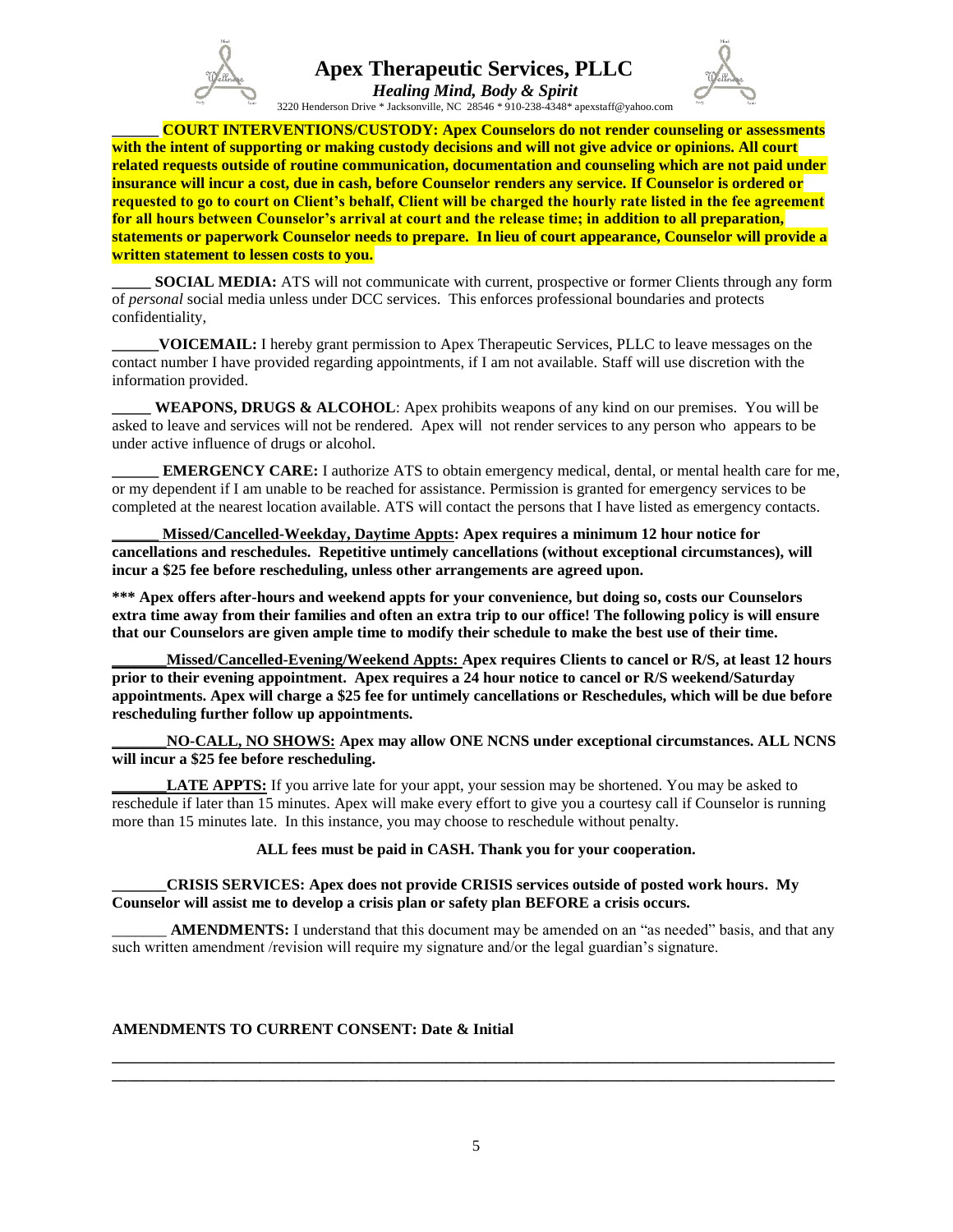**Apex Therapeutic Services, PLLC**

***Healing Mind, Body & Spirit***

3220 Henderson Drive * Jacksonville, NC 28546 * 910-238-4348* apexstaff@yahoo.com

______ **COURT INTERVENTIONS/CUSTODY: Apex Counselors do not render counseling or assessments with the intent of supporting or making custody decisions and will not give advice or opinions. All court related requests outside of routine communication, documentation and counseling which are not paid under insurance will incur a cost, due in cash, before Counselor renders any service. If Counselor is ordered or requested to go to court on Client's behalf, Client will be charged the hourly rate listed in the fee agreement for all hours between Counselor's arrival at court and the release time; in addition to all preparation, statements or paperwork Counselor needs to prepare. In lieu of court appearance, Counselor will provide a written statement to lessen costs to you.**

_____ **SOCIAL MEDIA:** ATS will not communicate with current, prospective or former Clients through any form of *personal* social media unless under DCC services. This enforces professional boundaries and protects confidentiality,

______**VOICEMAIL:** I hereby grant permission to Apex Therapeutic Services, PLLC to leave messages on the contact number I have provided regarding appointments, if I am not available. Staff will use discretion with the information provided.

_____ **WEAPONS, DRUGS & ALCOHOL**: Apex prohibits weapons of any kind on our premises. You will be asked to leave and services will not be rendered. Apex will not render services to any person who appears to be under active influence of drugs or alcohol.

______ **EMERGENCY CARE:** I authorize ATS to obtain emergency medical, dental, or mental health care for me, or my dependent if I am unable to be reached for assistance. Permission is granted for emergency services to be completed at the nearest location available. ATS will contact the persons that I have listed as emergency contacts.

______ **Missed/Cancelled-Weekday, Daytime Appts: Apex requires a minimum 12 hour notice for cancellations and reschedules. Repetitive untimely cancellations (without exceptional circumstances), will incur a $25 fee before rescheduling, unless other arrangements are agreed upon.**

**\*\*\* Apex offers after-hours and weekend appts for your convenience, but doing so, costs our Counselors extra time away from their families and often an extra trip to our office! The following policy is will ensure that our Counselors are given ample time to modify their schedule to make the best use of their time.**

_______**Missed/Cancelled-Evening/Weekend Appts: Apex requires Clients to cancel or R/S, at least 12 hours prior to their evening appointment. Apex requires a 24 hour notice to cancel or R/S weekend/Saturday appointments. Apex will charge a $25 fee for untimely cancellations or Reschedules, which will be due before rescheduling further follow up appointments.**

_______**NO-CALL, NO SHOWS: Apex may allow ONE NCNS under exceptional circumstances. ALL NCNS will incur a $25 fee before rescheduling.**

_______**LATE APPTS:** If you arrive late for your appt, your session may be shortened. You may be asked to reschedule if later than 15 minutes. Apex will make every effort to give you a courtesy call if Counselor is running more than 15 minutes late. In this instance, you may choose to reschedule without penalty.

**ALL fees must be paid in CASH. Thank you for your cooperation.**

_______**CRISIS SERVICES: Apex does not provide CRISIS services outside of posted work hours. My Counselor will assist me to develop a crisis plan or safety plan BEFORE a crisis occurs.**

_______ **AMENDMENTS:** I understand that this document may be amended on an "as needed" basis, and that any such written amendment /revision will require my signature and/or the legal guardian's signature.

**AMENDMENTS TO CURRENT CONSENT: Date & Initial**

________________________________________________________________________________

________________________________________________________________________________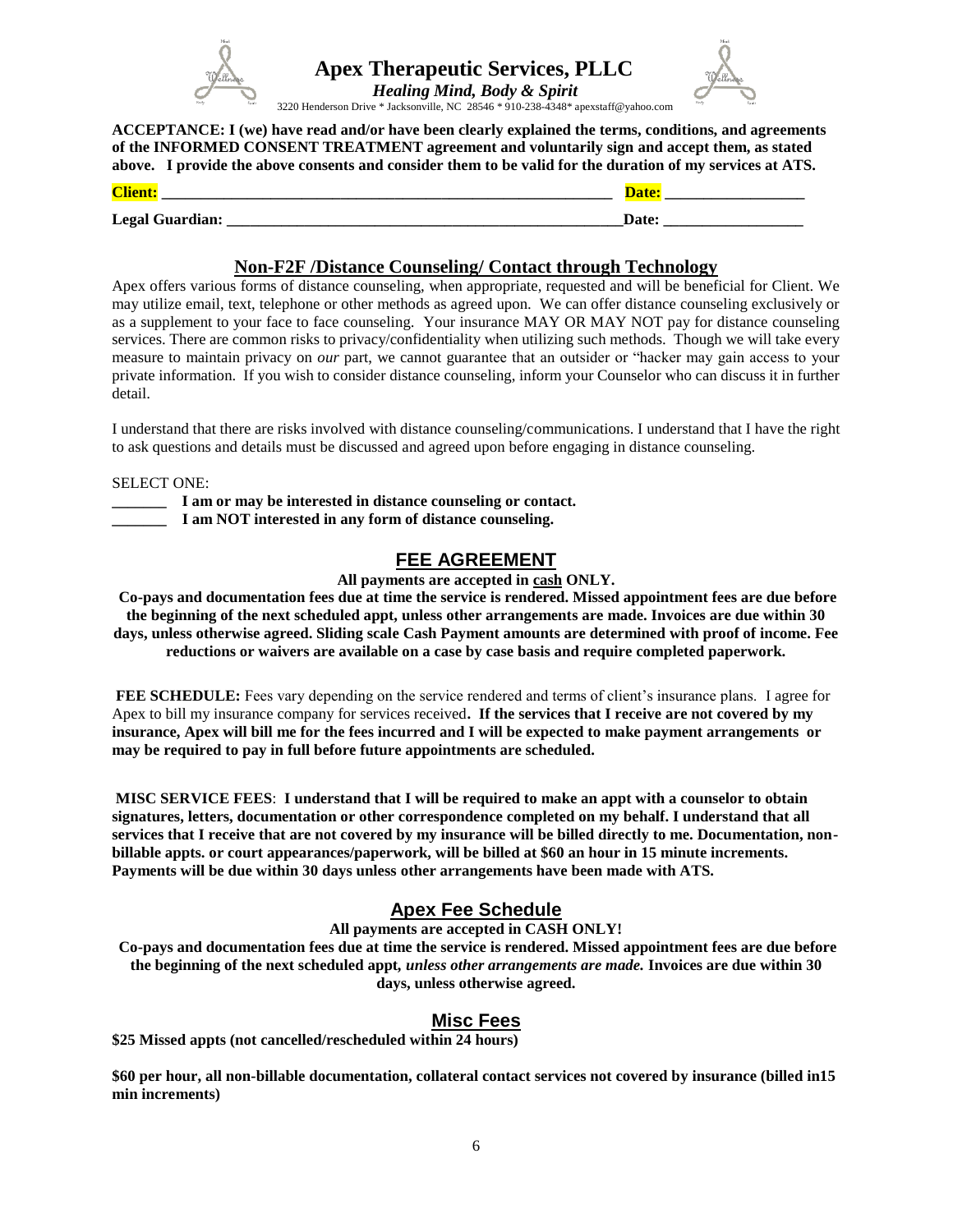**Apex Therapeutic Services, PLLC**

***Healing Mind, Body & Spirit***

3220 Henderson Drive * Jacksonville, NC 28546 * 910-238-4348* apexstaff@yahoo.com

**ACCEPTANCE: I (we) have read and/or have been clearly explained the terms, conditions, and agreements of the INFORMED CONSENT TREATMENT agreement and voluntarily sign and accept them, as stated above. I provide the above consents and consider them to be valid for the duration of my services at ATS.**

**Client:** ___________________________________________________________ **Date:** __________________

**Legal Guardian:** _____________________________________________________ **Date:** __________________

## Non-F2F /Distance Counseling/ Contact through Technology

Apex offers various forms of distance counseling, when appropriate, requested and will be beneficial for Client. We may utilize email, text, telephone or other methods as agreed upon. We can offer distance counseling exclusively or as a supplement to your face to face counseling. Your insurance MAY OR MAY NOT pay for distance counseling services. There are common risks to privacy/confidentiality when utilizing such methods. Though we will take every measure to maintain privacy on *our* part, we cannot guarantee that an outsider or "hacker may gain access to your private information. If you wish to consider distance counseling, inform your Counselor who can discuss it in further detail.

I understand that there are risks involved with distance counseling/communications. I understand that I have the right to ask questions and details must be discussed and agreed upon before engaging in distance counseling.

SELECT ONE:

_______ **I am or may be interested in distance counseling or contact.**

_______ **I am NOT interested in any form of distance counseling.**

## FEE AGREEMENT

**All payments are accepted in cash ONLY.**

**Co-pays and documentation fees due at time the service is rendered. Missed appointment fees are due before the beginning of the next scheduled appt, unless other arrangements are made. Invoices are due within 30 days, unless otherwise agreed. Sliding scale Cash Payment amounts are determined with proof of income. Fee reductions or waivers are available on a case by case basis and require completed paperwork.**

**FEE SCHEDULE:** Fees vary depending on the service rendered and terms of client's insurance plans. I agree for Apex to bill my insurance company for services received**. If the services that I receive are not covered by my insurance, Apex will bill me for the fees incurred and I will be expected to make payment arrangements or may be required to pay in full before future appointments are scheduled.**

**MISC SERVICE FEES**: **I understand that I will be required to make an appt with a counselor to obtain signatures, letters, documentation or other correspondence completed on my behalf. I understand that all services that I receive that are not covered by my insurance will be billed directly to me. Documentation, non-billable appts. or court appearances/paperwork, will be billed at $60 an hour in 15 minute increments. Payments will be due within 30 days unless other arrangements have been made with ATS.**

## Apex Fee Schedule

**All payments are accepted in CASH ONLY!**

**Co-pays and documentation fees due at time the service is rendered. Missed appointment fees are due before the beginning of the next scheduled appt,** ***unless other arrangements are made.*** **Invoices are due within 30 days, unless otherwise agreed.**

## Misc Fees

**$25 Missed appts (not cancelled/rescheduled within 24 hours)**

**$60 per hour, all non-billable documentation, collateral contact services not covered by insurance (billed in15 min increments)**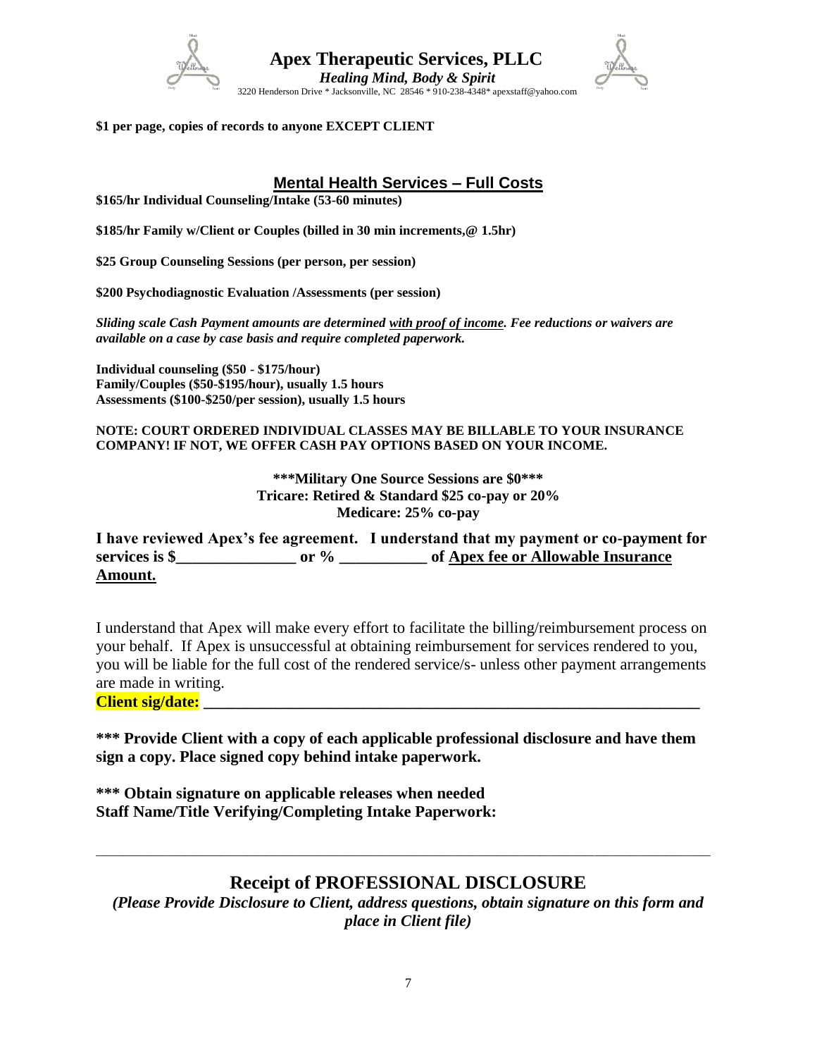**$1 per page, copies of records to anyone EXCEPT CLIENT**

## Mental Health Services – Full Costs

**$165/hr Individual Counseling/Intake (53-60 minutes)**

**$185/hr Family w/Client or Couples (billed in 30 min increments,@ 1.5hr)**

**$25 Group Counseling Sessions (per person, per session)**

**$200 Psychodiagnostic Evaluation /Assessments (per session)**

***Sliding scale Cash Payment amounts are determined with proof of income. Fee reductions or waivers are available on a case by case basis and require completed paperwork.***

**Individual counseling ($50 - $175/hour)**
**Family/Couples ($50-$195/hour), usually 1.5 hours**
**Assessments ($100-$250/per session), usually 1.5 hours**

**NOTE: COURT ORDERED INDIVIDUAL CLASSES MAY BE BILLABLE TO YOUR INSURANCE COMPANY! IF NOT, WE OFFER CASH PAY OPTIONS BASED ON YOUR INCOME.**

**\*\*\*Military One Source Sessions are $0\*\*\***
**Tricare: Retired & Standard $25 co-pay or 20%**
**Medicare: 25% co-pay**

**I have reviewed Apex's fee agreement. I understand that my payment or co-payment for services is $_______________ or % ___________ of Apex fee or Allowable Insurance Amount.**

I understand that Apex will make every effort to facilitate the billing/reimbursement process on your behalf. If Apex is unsuccessful at obtaining reimbursement for services rendered to you, you will be liable for the full cost of the rendered service/s- unless other payment arrangements are made in writing.

**Client sig/date: _______________________________________________________________**

**\*\*\* Provide Client with a copy of each applicable professional disclosure and have them sign a copy. Place signed copy behind intake paperwork.**

**\*\*\* Obtain signature on applicable releases when needed**
**Staff Name/Title Verifying/Completing Intake Paperwork:**

---

## Receipt of PROFESSIONAL DISCLOSURE

***(Please Provide Disclosure to Client, address questions, obtain signature on this form and place in Client file)***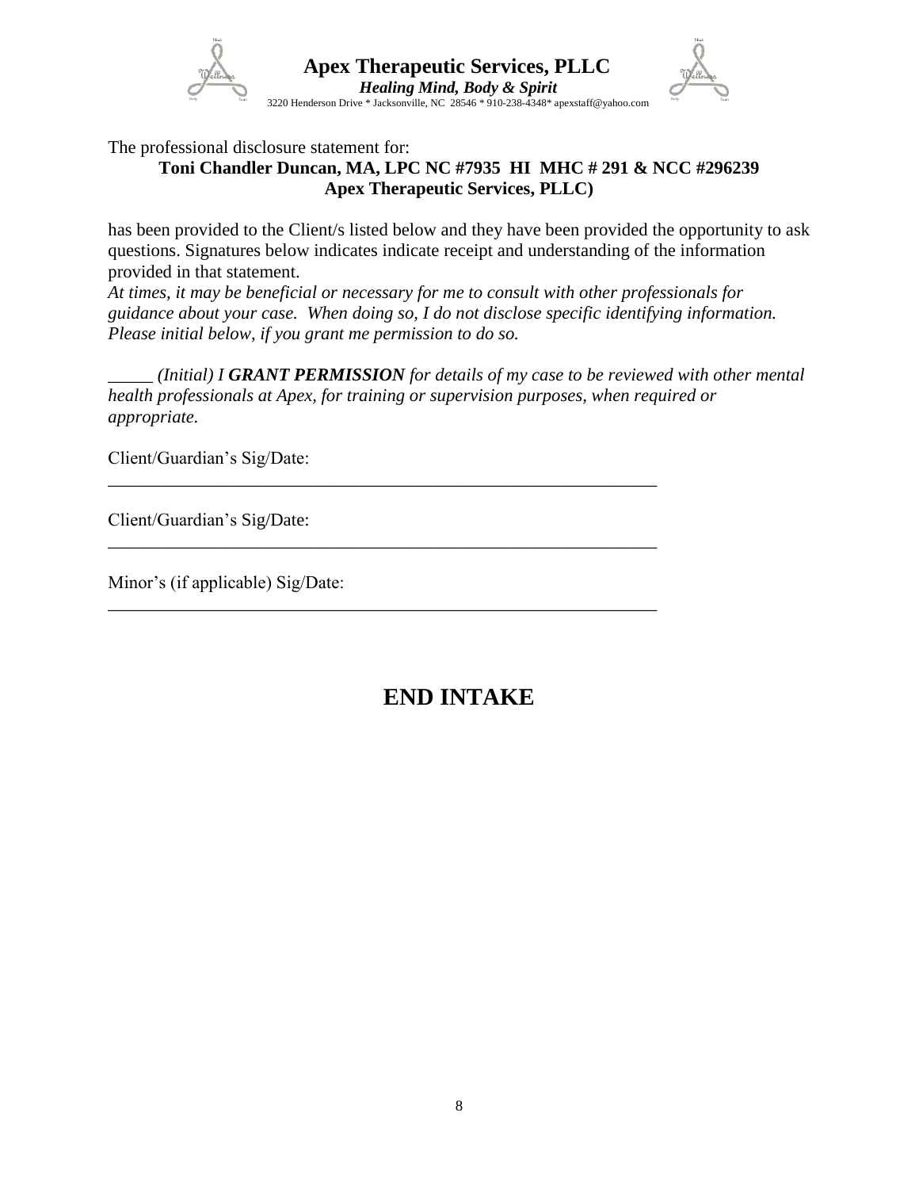**Apex Therapeutic Services, PLLC**
***Healing Mind, Body & Spirit***
3220 Henderson Drive * Jacksonville, NC 28546 * 910-238-4348* apexstaff@yahoo.com

The professional disclosure statement for:

**Toni Chandler Duncan, MA, LPC NC #7935 HI MHC # 291 & NCC #296239**
**Apex Therapeutic Services, PLLC)**

has been provided to the Client/s listed below and they have been provided the opportunity to ask questions. Signatures below indicates indicate receipt and understanding of the information provided in that statement.

*At times, it may be beneficial or necessary for me to consult with other professionals for guidance about your case. When doing so, I do not disclose specific identifying information. Please initial below, if you grant me permission to do so.*

_____ *(Initial) I **GRANT PERMISSION** for details of my case to be reviewed with other mental health professionals at Apex, for training or supervision purposes, when required or appropriate.*

Client/Guardian's Sig/Date:
_______________________________________________________________

Client/Guardian's Sig/Date:
_______________________________________________________________

Minor's (if applicable) Sig/Date:
_______________________________________________________________

# END INTAKE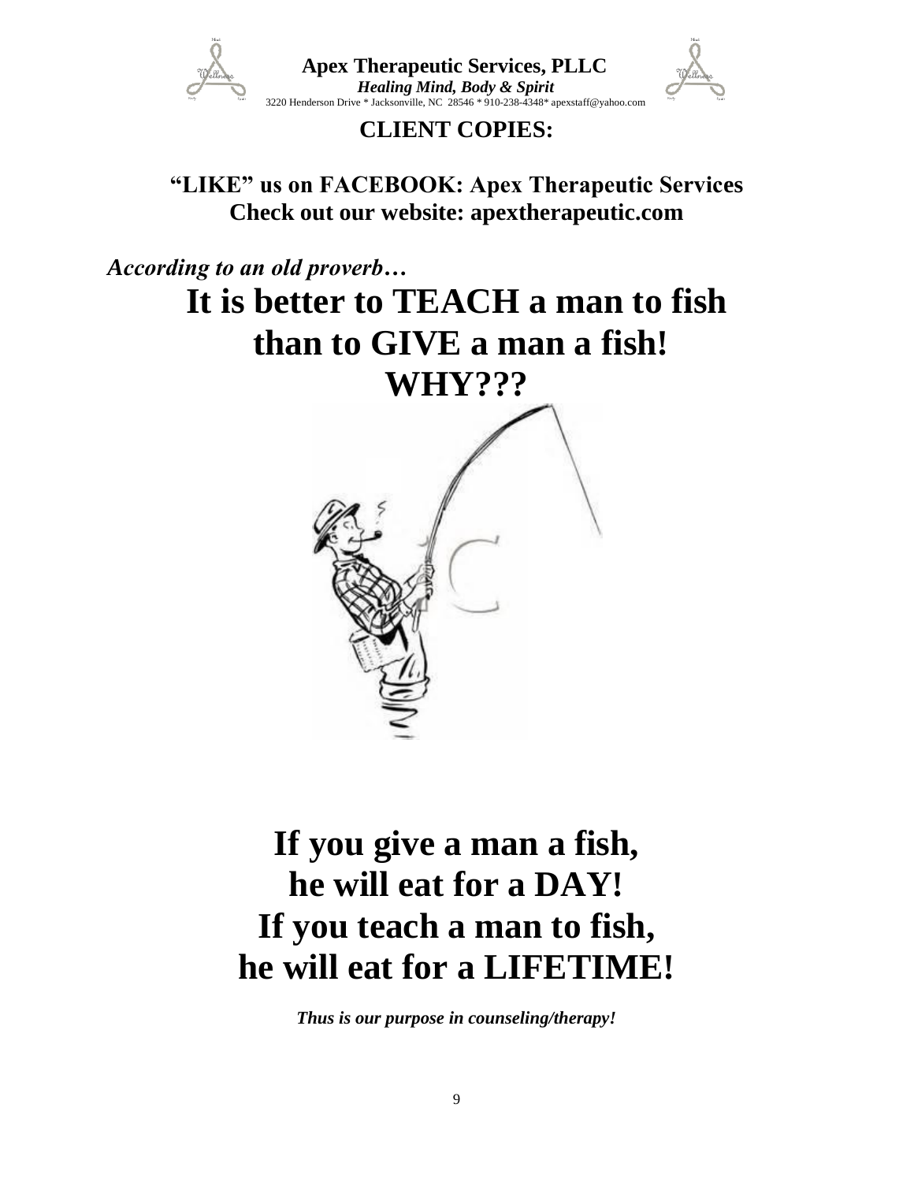**Apex Therapeutic Services, PLLC**
***Healing Mind, Body & Spirit***
3220 Henderson Drive * Jacksonville, NC 28546 * 910-238-4348* apexstaff@yahoo.com

## CLIENT COPIES:

**"LIKE" us on FACEBOOK: Apex Therapeutic Services**
**Check out our website: apextherapeutic.com**

***According to an old proverb…***

# It is better to TEACH a man to fish than to GIVE a man a fish! WHY???

# If you give a man a fish, he will eat for a DAY! If you teach a man to fish, he will eat for a LIFETIME!

***Thus is our purpose in counseling/therapy!***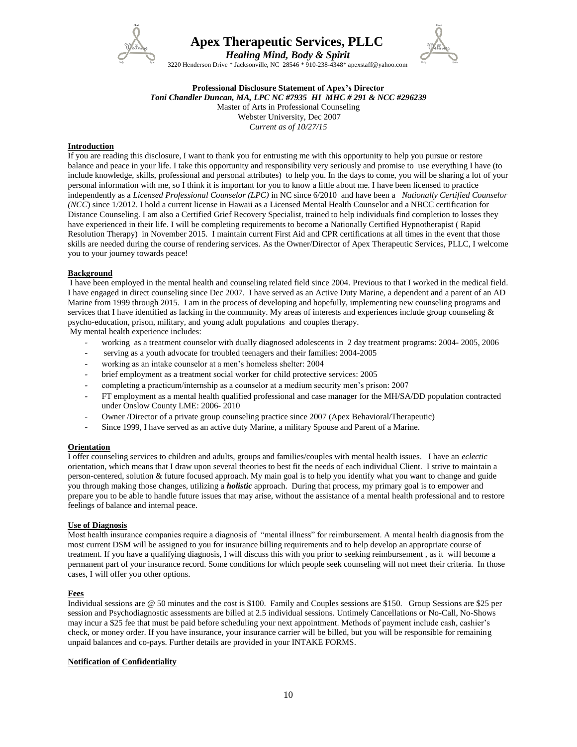# Apex Therapeutic Services, PLLC

***Healing Mind, Body & Spirit***

3220 Henderson Drive * Jacksonville, NC 28546 * 910-238-4348* apexstaff@yahoo.com

**Professional Disclosure Statement of Apex's Director**

***Toni Chandler Duncan, MA, LPC NC #7935 HI MHC # 291 & NCC #296239***

Master of Arts in Professional Counseling

Webster University, Dec 2007

*Current as of 10/27/15*

## Introduction

If you are reading this disclosure, I want to thank you for entrusting me with this opportunity to help you pursue or restore balance and peace in your life. I take this opportunity and responsibility very seriously and promise to use everything I have (to include knowledge, skills, professional and personal attributes) to help you. In the days to come, you will be sharing a lot of your personal information with me, so I think it is important for you to know a little about me. I have been licensed to practice independently as a *Licensed Professional Counselor (LPC)* in NC since 6/2010 and have been a *Nationally Certified Counselor (NCC*) since 1/2012. I hold a current license in Hawaii as a Licensed Mental Health Counselor and a NBCC certification for Distance Counseling. I am also a Certified Grief Recovery Specialist, trained to help individuals find completion to losses they have experienced in their life. I will be completing requirements to become a Nationally Certified Hypnotherapist ( Rapid Resolution Therapy) in November 2015. I maintain current First Aid and CPR certifications at all times in the event that those skills are needed during the course of rendering services. As the Owner/Director of Apex Therapeutic Services, PLLC, I welcome you to your journey towards peace!

## Background

I have been employed in the mental health and counseling related field since 2004. Previous to that I worked in the medical field. I have engaged in direct counseling since Dec 2007. I have served as an Active Duty Marine, a dependent and a parent of an AD Marine from 1999 through 2015. I am in the process of developing and hopefully, implementing new counseling programs and services that I have identified as lacking in the community. My areas of interests and experiences include group counseling & psycho-education, prison, military, and young adult populations and couples therapy.

My mental health experience includes:

- working as a treatment counselor with dually diagnosed adolescents in 2 day treatment programs: 2004- 2005, 2006
- serving as a youth advocate for troubled teenagers and their families: 2004-2005
- working as an intake counselor at a men's homeless shelter: 2004
- brief employment as a treatment social worker for child protective services: 2005
- completing a practicum/internship as a counselor at a medium security men's prison: 2007
- FT employment as a mental health qualified professional and case manager for the MH/SA/DD population contracted under Onslow County LME: 2006- 2010
- Owner /Director of a private group counseling practice since 2007 (Apex Behavioral/Therapeutic)
- Since 1999, I have served as an active duty Marine, a military Spouse and Parent of a Marine.

## Orientation

I offer counseling services to children and adults, groups and families/couples with mental health issues. I have an *eclectic* orientation, which means that I draw upon several theories to best fit the needs of each individual Client. I strive to maintain a person-centered, solution & future focused approach. My main goal is to help you identify what you want to change and guide you through making those changes, utilizing a ***holistic*** approach. During that process, my primary goal is to empower and prepare you to be able to handle future issues that may arise, without the assistance of a mental health professional and to restore feelings of balance and internal peace.

## Use of Diagnosis

Most health insurance companies require a diagnosis of "mental illness" for reimbursement. A mental health diagnosis from the most current DSM will be assigned to you for insurance billing requirements and to help develop an appropriate course of treatment. If you have a qualifying diagnosis, I will discuss this with you prior to seeking reimbursement , as it will become a permanent part of your insurance record. Some conditions for which people seek counseling will not meet their criteria. In those cases, I will offer you other options.

## Fees

Individual sessions are @ 50 minutes and the cost is $100. Family and Couples sessions are $150. Group Sessions are $25 per session and Psychodiagnostic assessments are billed at 2.5 individual sessions. Untimely Cancellations or No-Call, No-Shows may incur a $25 fee that must be paid before scheduling your next appointment. Methods of payment include cash, cashier's check, or money order. If you have insurance, your insurance carrier will be billed, but you will be responsible for remaining unpaid balances and co-pays. Further details are provided in your INTAKE FORMS.

## Notification of Confidentiality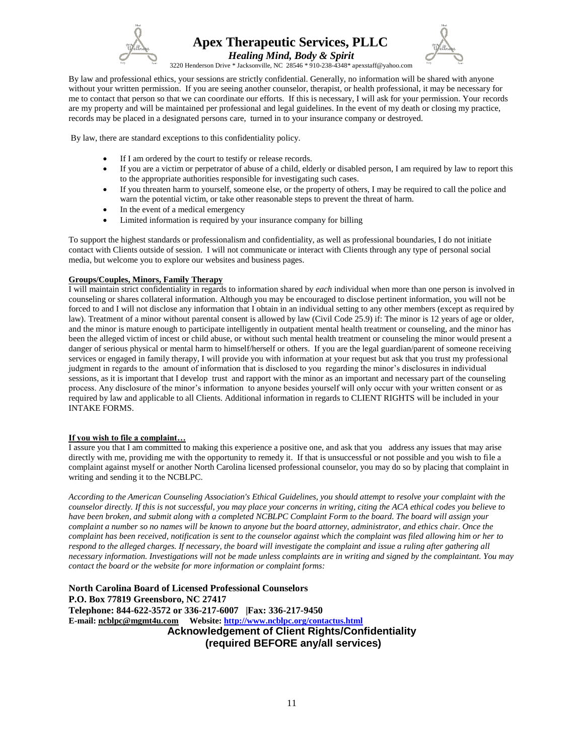By law and professional ethics, your sessions are strictly confidential. Generally, no information will be shared with anyone without your written permission. If you are seeing another counselor, therapist, or health professional, it may be necessary for me to contact that person so that we can coordinate our efforts. If this is necessary, I will ask for your permission. Your records are my property and will be maintained per professional and legal guidelines. In the event of my death or closing my practice, records may be placed in a designated persons care, turned in to your insurance company or destroyed.

By law, there are standard exceptions to this confidentiality policy.

- If I am ordered by the court to testify or release records.
- If you are a victim or perpetrator of abuse of a child, elderly or disabled person, I am required by law to report this to the appropriate authorities responsible for investigating such cases.
- If you threaten harm to yourself, someone else, or the property of others, I may be required to call the police and warn the potential victim, or take other reasonable steps to prevent the threat of harm.
- In the event of a medical emergency
- Limited information is required by your insurance company for billing

To support the highest standards or professionalism and confidentiality, as well as professional boundaries, I do not initiate contact with Clients outside of session. I will not communicate or interact with Clients through any type of personal social media, but welcome you to explore our websites and business pages.

**Groups/Couples, Minors, Family Therapy**

I will maintain strict confidentiality in regards to information shared by *each* individual when more than one person is involved in counseling or shares collateral information. Although you may be encouraged to disclose pertinent information, you will not be forced to and I will not disclose any information that I obtain in an individual setting to any other members (except as required by law). Treatment of a minor without parental consent is allowed by law (Civil Code 25.9) if: The minor is 12 years of age or older, and the minor is mature enough to participate intelligently in outpatient mental health treatment or counseling, and the minor has been the alleged victim of incest or child abuse, or without such mental health treatment or counseling the minor would present a danger of serious physical or mental harm to himself/herself or others. If you are the legal guardian/parent of someone receiving services or engaged in family therapy, I will provide you with information at your request but ask that you trust my professional judgment in regards to the amount of information that is disclosed to you regarding the minor's disclosures in individual sessions, as it is important that I develop trust and rapport with the minor as an important and necessary part of the counseling process. Any disclosure of the minor's information to anyone besides yourself will only occur with your written consent or as required by law and applicable to all Clients. Additional information in regards to CLIENT RIGHTS will be included in your INTAKE FORMS.

**If you wish to file a complaint…**

I assure you that I am committed to making this experience a positive one, and ask that you address any issues that may arise directly with me, providing me with the opportunity to remedy it. If that is unsuccessful or not possible and you wish to file a complaint against myself or another North Carolina licensed professional counselor, you may do so by placing that complaint in writing and sending it to the NCBLPC.

*According to the American Counseling Association's Ethical Guidelines, you should attempt to resolve your complaint with the counselor directly. If this is not successful, you may place your concerns in writing, citing the ACA ethical codes you believe to have been broken, and submit along with a completed NCBLPC Complaint Form to the board. The board will assign your complaint a number so no names will be known to anyone but the board attorney, administrator, and ethics chair. Once the complaint has been received, notification is sent to the counselor against which the complaint was filed allowing him or her to respond to the alleged charges. If necessary, the board will investigate the complaint and issue a ruling after gathering all necessary information. Investigations will not be made unless complaints are in writing and signed by the complaintant. You may contact the board or the website for more information or complaint forms:*

**North Carolina Board of Licensed Professional Counselors**
**P.O. Box 77819 Greensboro, NC 27417**
**Telephone: 844-622-3572 or 336-217-6007 |Fax: 336-217-9450**
**E-mail: ncblpc@mgmt4u.com Website: http://www.ncblpc.org/contactus.html**

## Acknowledgement of Client Rights/Confidentiality
## (required BEFORE any/all services)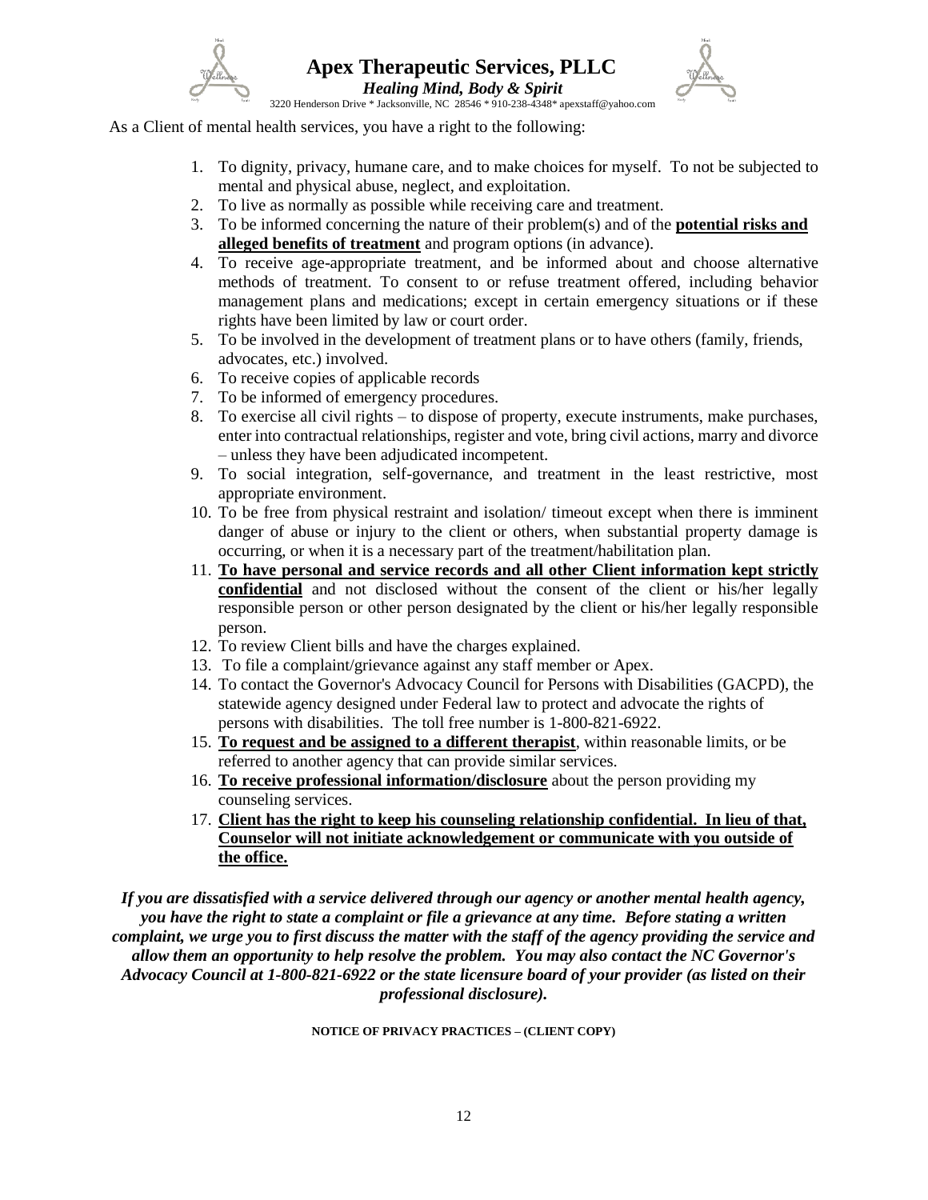**Apex Therapeutic Services, PLLC**

***Healing Mind, Body & Spirit***

3220 Henderson Drive * Jacksonville, NC 28546 * 910-238-4348* apexstaff@yahoo.com

As a Client of mental health services, you have a right to the following:

1. To dignity, privacy, humane care, and to make choices for myself. To not be subjected to mental and physical abuse, neglect, and exploitation.
2. To live as normally as possible while receiving care and treatment.
3. To be informed concerning the nature of their problem(s) and of the **potential risks and alleged benefits of treatment** and program options (in advance).
4. To receive age-appropriate treatment, and be informed about and choose alternative methods of treatment. To consent to or refuse treatment offered, including behavior management plans and medications; except in certain emergency situations or if these rights have been limited by law or court order.
5. To be involved in the development of treatment plans or to have others (family, friends, advocates, etc.) involved.
6. To receive copies of applicable records
7. To be informed of emergency procedures.
8. To exercise all civil rights – to dispose of property, execute instruments, make purchases, enter into contractual relationships, register and vote, bring civil actions, marry and divorce – unless they have been adjudicated incompetent.
9. To social integration, self-governance, and treatment in the least restrictive, most appropriate environment.
10. To be free from physical restraint and isolation/ timeout except when there is imminent danger of abuse or injury to the client or others, when substantial property damage is occurring, or when it is a necessary part of the treatment/habilitation plan.
11. **To have personal and service records and all other Client information kept strictly confidential** and not disclosed without the consent of the client or his/her legally responsible person or other person designated by the client or his/her legally responsible person.
12. To review Client bills and have the charges explained.
13. To file a complaint/grievance against any staff member or Apex.
14. To contact the Governor's Advocacy Council for Persons with Disabilities (GACPD), the statewide agency designed under Federal law to protect and advocate the rights of persons with disabilities. The toll free number is 1-800-821-6922.
15. **To request and be assigned to a different therapist**, within reasonable limits, or be referred to another agency that can provide similar services.
16. **To receive professional information/disclosure** about the person providing my counseling services.
17. **Client has the right to keep his counseling relationship confidential. In lieu of that, Counselor will not initiate acknowledgement or communicate with you outside of the office.**

***If you are dissatisfied with a service delivered through our agency or another mental health agency, you have the right to state a complaint or file a grievance at any time. Before stating a written complaint, we urge you to first discuss the matter with the staff of the agency providing the service and allow them an opportunity to help resolve the problem. You may also contact the NC Governor's Advocacy Council at 1-800-821-6922 or the state licensure board of your provider (as listed on their professional disclosure).***

**NOTICE OF PRIVACY PRACTICES – (CLIENT COPY)**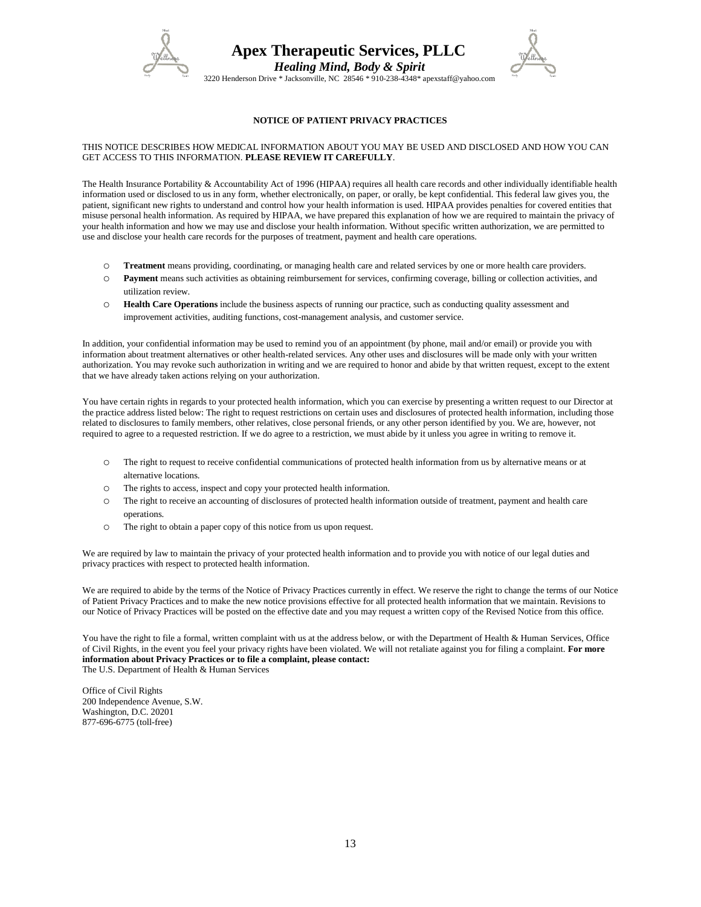# Apex Therapeutic Services, PLLC

***Healing Mind, Body & Spirit***

3220 Henderson Drive * Jacksonville, NC 28546 * 910-238-4348* apexstaff@yahoo.com

## NOTICE OF PATIENT PRIVACY PRACTICES

THIS NOTICE DESCRIBES HOW MEDICAL INFORMATION ABOUT YOU MAY BE USED AND DISCLOSED AND HOW YOU CAN GET ACCESS TO THIS INFORMATION. **PLEASE REVIEW IT CAREFULLY**.

The Health Insurance Portability & Accountability Act of 1996 (HIPAA) requires all health care records and other individually identifiable health information used or disclosed to us in any form, whether electronically, on paper, or orally, be kept confidential. This federal law gives you, the patient, significant new rights to understand and control how your health information is used. HIPAA provides penalties for covered entities that misuse personal health information. As required by HIPAA, we have prepared this explanation of how we are required to maintain the privacy of your health information and how we may use and disclose your health information. Without specific written authorization, we are permitted to use and disclose your health care records for the purposes of treatment, payment and health care operations.

- **Treatment** means providing, coordinating, or managing health care and related services by one or more health care providers.
- **Payment** means such activities as obtaining reimbursement for services, confirming coverage, billing or collection activities, and utilization review.
- **Health Care Operations** include the business aspects of running our practice, such as conducting quality assessment and improvement activities, auditing functions, cost-management analysis, and customer service.

In addition, your confidential information may be used to remind you of an appointment (by phone, mail and/or email) or provide you with information about treatment alternatives or other health-related services. Any other uses and disclosures will be made only with your written authorization. You may revoke such authorization in writing and we are required to honor and abide by that written request, except to the extent that we have already taken actions relying on your authorization.

You have certain rights in regards to your protected health information, which you can exercise by presenting a written request to our Director at the practice address listed below: The right to request restrictions on certain uses and disclosures of protected health information, including those related to disclosures to family members, other relatives, close personal friends, or any other person identified by you. We are, however, not required to agree to a requested restriction. If we do agree to a restriction, we must abide by it unless you agree in writing to remove it.

- The right to request to receive confidential communications of protected health information from us by alternative means or at alternative locations.
- The rights to access, inspect and copy your protected health information.
- The right to receive an accounting of disclosures of protected health information outside of treatment, payment and health care operations.
- The right to obtain a paper copy of this notice from us upon request.

We are required by law to maintain the privacy of your protected health information and to provide you with notice of our legal duties and privacy practices with respect to protected health information.

We are required to abide by the terms of the Notice of Privacy Practices currently in effect. We reserve the right to change the terms of our Notice of Patient Privacy Practices and to make the new notice provisions effective for all protected health information that we maintain. Revisions to our Notice of Privacy Practices will be posted on the effective date and you may request a written copy of the Revised Notice from this office.

You have the right to file a formal, written complaint with us at the address below, or with the Department of Health & Human Services, Office of Civil Rights, in the event you feel your privacy rights have been violated. We will not retaliate against you for filing a complaint. **For more information about Privacy Practices or to file a complaint, please contact:**
The U.S. Department of Health & Human Services

Office of Civil Rights
200 Independence Avenue, S.W.
Washington, D.C. 20201
877-696-6775 (toll-free)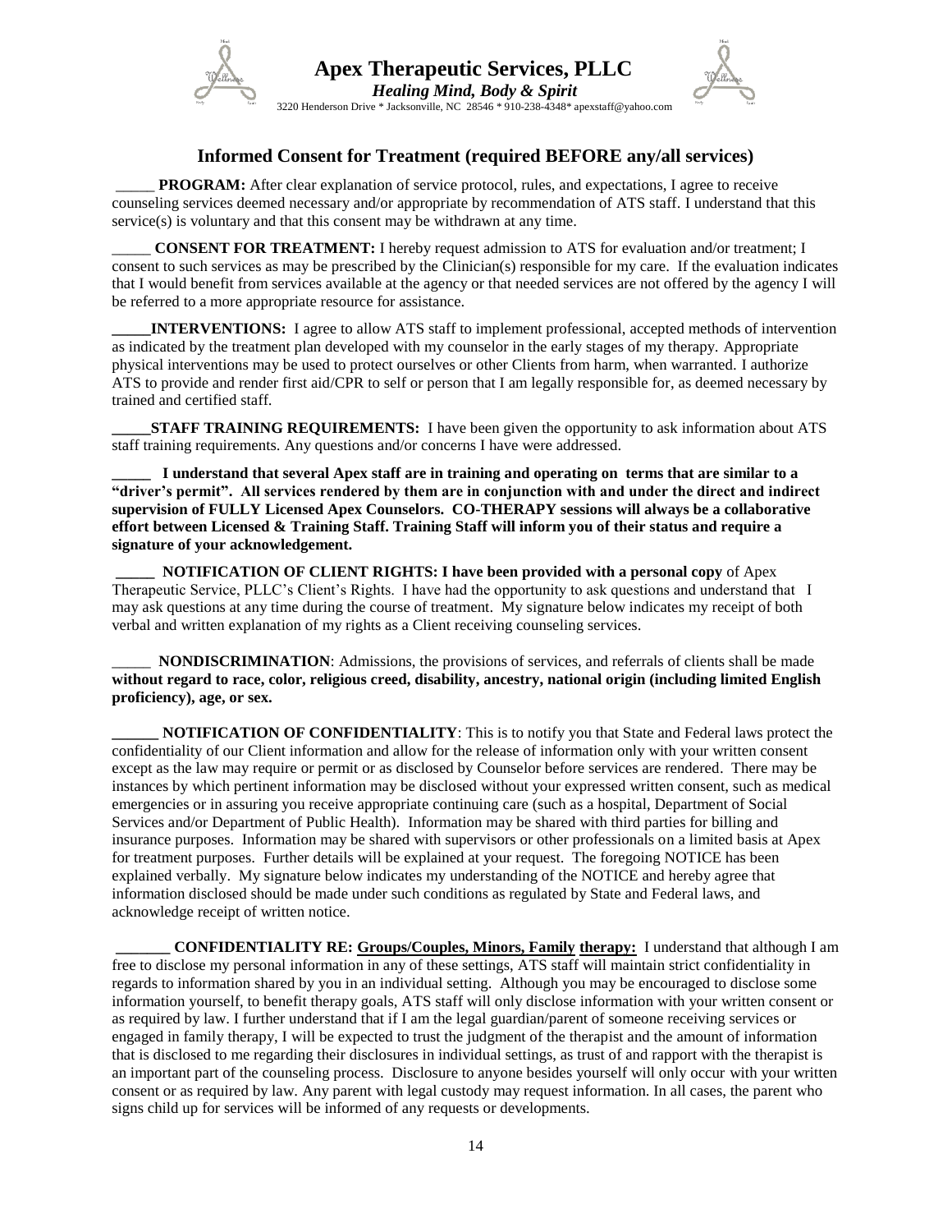# Apex Therapeutic Services, PLLC

***Healing Mind, Body & Spirit***

3220 Henderson Drive * Jacksonville, NC 28546 * 910-238-4348* apexstaff@yahoo.com

## Informed Consent for Treatment (required BEFORE any/all services)

_____ **PROGRAM:** After clear explanation of service protocol, rules, and expectations, I agree to receive counseling services deemed necessary and/or appropriate by recommendation of ATS staff. I understand that this service(s) is voluntary and that this consent may be withdrawn at any time.

_____ **CONSENT FOR TREATMENT:** I hereby request admission to ATS for evaluation and/or treatment; I consent to such services as may be prescribed by the Clinician(s) responsible for my care. If the evaluation indicates that I would benefit from services available at the agency or that needed services are not offered by the agency I will be referred to a more appropriate resource for assistance.

**_____INTERVENTIONS:** I agree to allow ATS staff to implement professional, accepted methods of intervention as indicated by the treatment plan developed with my counselor in the early stages of my therapy. Appropriate physical interventions may be used to protect ourselves or other Clients from harm, when warranted. I authorize ATS to provide and render first aid/CPR to self or person that I am legally responsible for, as deemed necessary by trained and certified staff.

**_____STAFF TRAINING REQUIREMENTS:** I have been given the opportunity to ask information about ATS staff training requirements. Any questions and/or concerns I have were addressed.

**_____ I understand that several Apex staff are in training and operating on terms that are similar to a "driver's permit". All services rendered by them are in conjunction with and under the direct and indirect supervision of FULLY Licensed Apex Counselors. CO-THERAPY sessions will always be a collaborative effort between Licensed & Training Staff. Training Staff will inform you of their status and require a signature of your acknowledgement.**

**_____ NOTIFICATION OF CLIENT RIGHTS: I have been provided with a personal copy** of Apex Therapeutic Service, PLLC's Client's Rights. I have had the opportunity to ask questions and understand that I may ask questions at any time during the course of treatment. My signature below indicates my receipt of both verbal and written explanation of my rights as a Client receiving counseling services.

_____ **NONDISCRIMINATION**: Admissions, the provisions of services, and referrals of clients shall be made **without regard to race, color, religious creed, disability, ancestry, national origin (including limited English proficiency), age, or sex.**

**______ NOTIFICATION OF CONFIDENTIALITY**: This is to notify you that State and Federal laws protect the confidentiality of our Client information and allow for the release of information only with your written consent except as the law may require or permit or as disclosed by Counselor before services are rendered. There may be instances by which pertinent information may be disclosed without your expressed written consent, such as medical emergencies or in assuring you receive appropriate continuing care (such as a hospital, Department of Social Services and/or Department of Public Health). Information may be shared with third parties for billing and insurance purposes. Information may be shared with supervisors or other professionals on a limited basis at Apex for treatment purposes. Further details will be explained at your request. The foregoing NOTICE has been explained verbally. My signature below indicates my understanding of the NOTICE and hereby agree that information disclosed should be made under such conditions as regulated by State and Federal laws, and acknowledge receipt of written notice.

**_______ CONFIDENTIALITY RE: <u>Groups/Couples, Minors, Family</u> <u>therapy:</u>** I understand that although I am free to disclose my personal information in any of these settings, ATS staff will maintain strict confidentiality in regards to information shared by you in an individual setting. Although you may be encouraged to disclose some information yourself, to benefit therapy goals, ATS staff will only disclose information with your written consent or as required by law. I further understand that if I am the legal guardian/parent of someone receiving services or engaged in family therapy, I will be expected to trust the judgment of the therapist and the amount of information that is disclosed to me regarding their disclosures in individual settings, as trust of and rapport with the therapist is an important part of the counseling process. Disclosure to anyone besides yourself will only occur with your written consent or as required by law. Any parent with legal custody may request information. In all cases, the parent who signs child up for services will be informed of any requests or developments.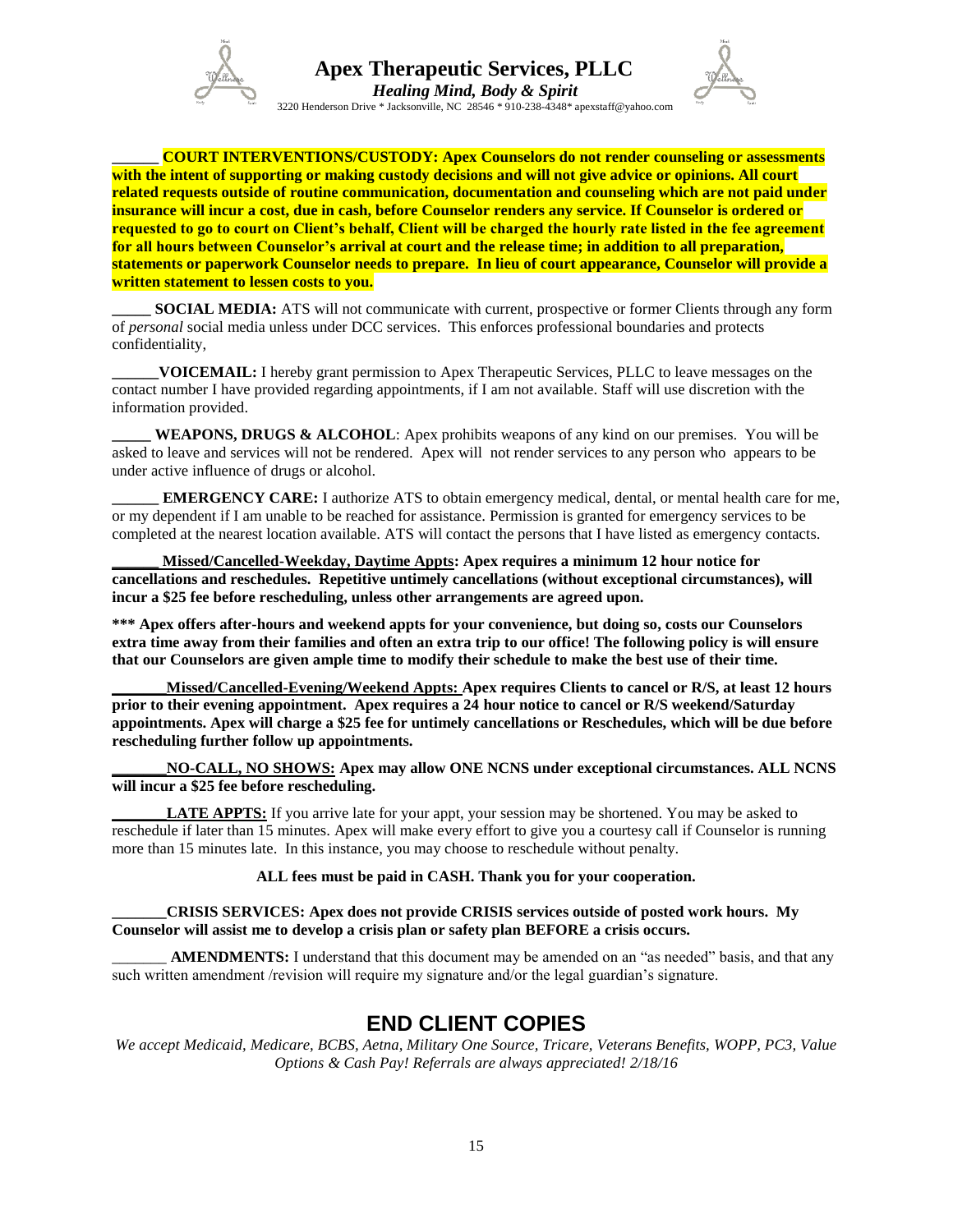**Apex Therapeutic Services, PLLC**

***Healing Mind, Body & Spirit***

3220 Henderson Drive * Jacksonville, NC 28546 * 910-238-4348* apexstaff@yahoo.com

**______ COURT INTERVENTIONS/CUSTODY: Apex Counselors do not render counseling or assessments with the intent of supporting or making custody decisions and will not give advice or opinions. All court related requests outside of routine communication, documentation and counseling which are not paid under insurance will incur a cost, due in cash, before Counselor renders any service. If Counselor is ordered or requested to go to court on Client's behalf, Client will be charged the hourly rate listed in the fee agreement for all hours between Counselor's arrival at court and the release time; in addition to all preparation, statements or paperwork Counselor needs to prepare. In lieu of court appearance, Counselor will provide a written statement to lessen costs to you.**

_____ **SOCIAL MEDIA:** ATS will not communicate with current, prospective or former Clients through any form of *personal* social media unless under DCC services. This enforces professional boundaries and protects confidentiality,

______**VOICEMAIL:** I hereby grant permission to Apex Therapeutic Services, PLLC to leave messages on the contact number I have provided regarding appointments, if I am not available. Staff will use discretion with the information provided.

_____ **WEAPONS, DRUGS & ALCOHOL**: Apex prohibits weapons of any kind on our premises. You will be asked to leave and services will not be rendered. Apex will not render services to any person who appears to be under active influence of drugs or alcohol.

______ **EMERGENCY CARE:** I authorize ATS to obtain emergency medical, dental, or mental health care for me, or my dependent if I am unable to be reached for assistance. Permission is granted for emergency services to be completed at the nearest location available. ATS will contact the persons that I have listed as emergency contacts.

**______ Missed/Cancelled-Weekday, Daytime Appts: Apex requires a minimum 12 hour notice for cancellations and reschedules. Repetitive untimely cancellations (without exceptional circumstances), will incur a $25 fee before rescheduling, unless other arrangements are agreed upon.**

**\*\*\* Apex offers after-hours and weekend appts for your convenience, but doing so, costs our Counselors extra time away from their families and often an extra trip to our office! The following policy is will ensure that our Counselors are given ample time to modify their schedule to make the best use of their time.**

**_______Missed/Cancelled-Evening/Weekend Appts: Apex requires Clients to cancel or R/S, at least 12 hours prior to their evening appointment. Apex requires a 24 hour notice to cancel or R/S weekend/Saturday appointments. Apex will charge a $25 fee for untimely cancellations or Reschedules, which will be due before rescheduling further follow up appointments.**

**_______NO-CALL, NO SHOWS: Apex may allow ONE NCNS under exceptional circumstances. ALL NCNS will incur a $25 fee before rescheduling.**

_______**LATE APPTS:** If you arrive late for your appt, your session may be shortened. You may be asked to reschedule if later than 15 minutes. Apex will make every effort to give you a courtesy call if Counselor is running more than 15 minutes late. In this instance, you may choose to reschedule without penalty.

**ALL fees must be paid in CASH. Thank you for your cooperation.**

**_______CRISIS SERVICES: Apex does not provide CRISIS services outside of posted work hours. My Counselor will assist me to develop a crisis plan or safety plan BEFORE a crisis occurs.**

_______ **AMENDMENTS:** I understand that this document may be amended on an "as needed" basis, and that any such written amendment /revision will require my signature and/or the legal guardian's signature.

## END CLIENT COPIES

*We accept Medicaid, Medicare, BCBS, Aetna, Military One Source, Tricare, Veterans Benefits, WOPP, PC3, Value Options & Cash Pay! Referrals are always appreciated! 2/18/16*